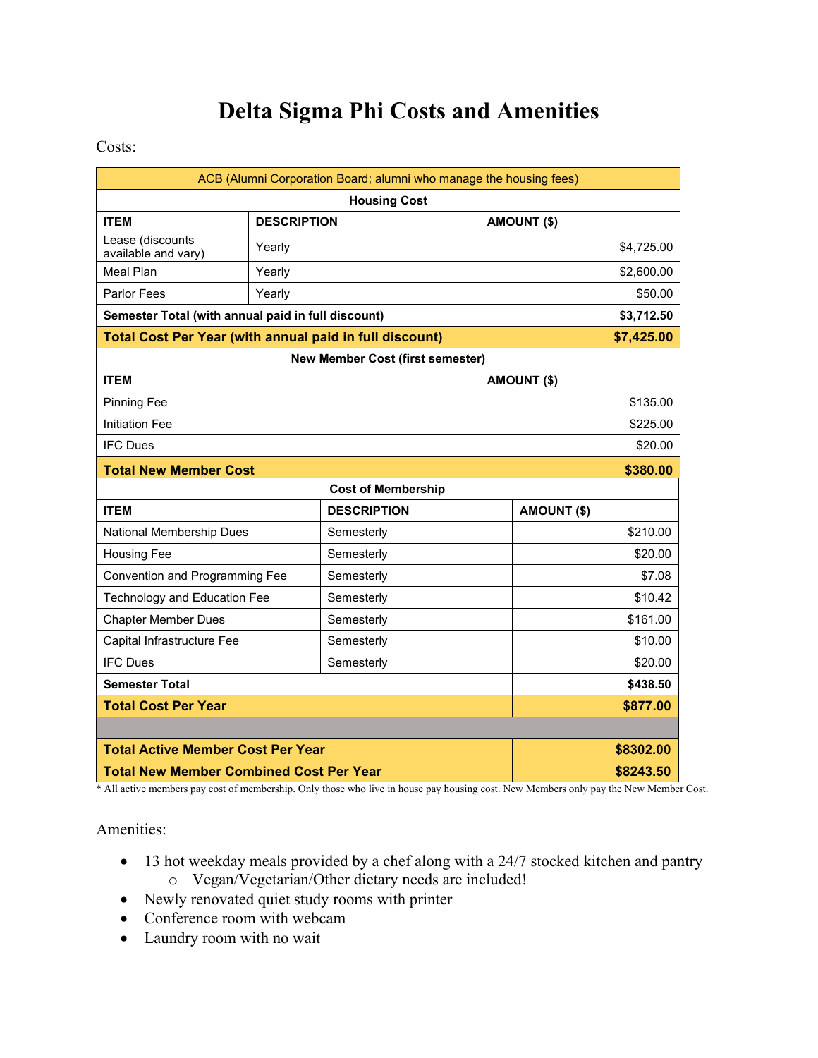# Delta Sigma Phi Costs and Amenities

Costs:

| ACB (Alumni Corporation Board; alumni who manage the housing fees) | | |
|---|---|---|
| **Housing Cost** | | |
| **ITEM** | **DESCRIPTION** | **AMOUNT ($)** |
| Lease (discounts available and vary) | Yearly | $4,725.00 |
| Meal Plan | Yearly | $2,600.00 |
| Parlor Fees | Yearly | $50.00 |
| **Semester Total (with annual paid in full discount)** | | **$3,712.50** |
| **Total Cost Per Year (with annual paid in full discount)** | | **$7,425.00** |
| **New Member Cost (first semester)** | | |
| **ITEM** | | **AMOUNT ($)** |
| Pinning Fee | | $135.00 |
| Initiation Fee | | $225.00 |
| IFC Dues | | $20.00 |
| **Total New Member Cost** | | **$380.00** |
| **Cost of Membership** | | |
| **ITEM** | **DESCRIPTION** | **AMOUNT ($)** |
| National Membership Dues | Semesterly | $210.00 |
| Housing Fee | Semesterly | $20.00 |
| Convention and Programming Fee | Semesterly | $7.08 |
| Technology and Education Fee | Semesterly | $10.42 |
| Chapter Member Dues | Semesterly | $161.00 |
| Capital Infrastructure Fee | Semesterly | $10.00 |
| IFC Dues | Semesterly | $20.00 |
| **Semester Total** | | **$438.50** |
| **Total Cost Per Year** | | **$877.00** |
| | | |
| **Total Active Member Cost Per Year** | | **$8302.00** |
| **Total New Member Combined Cost Per Year** | | **$8243.50** |

* All active members pay cost of membership. Only those who live in house pay housing cost. New Members only pay the New Member Cost.

Amenities:

- 13 hot weekday meals provided by a chef along with a 24/7 stocked kitchen and pantry
  - Vegan/Vegetarian/Other dietary needs are included!
- Newly renovated quiet study rooms with printer
- Conference room with webcam
- Laundry room with no wait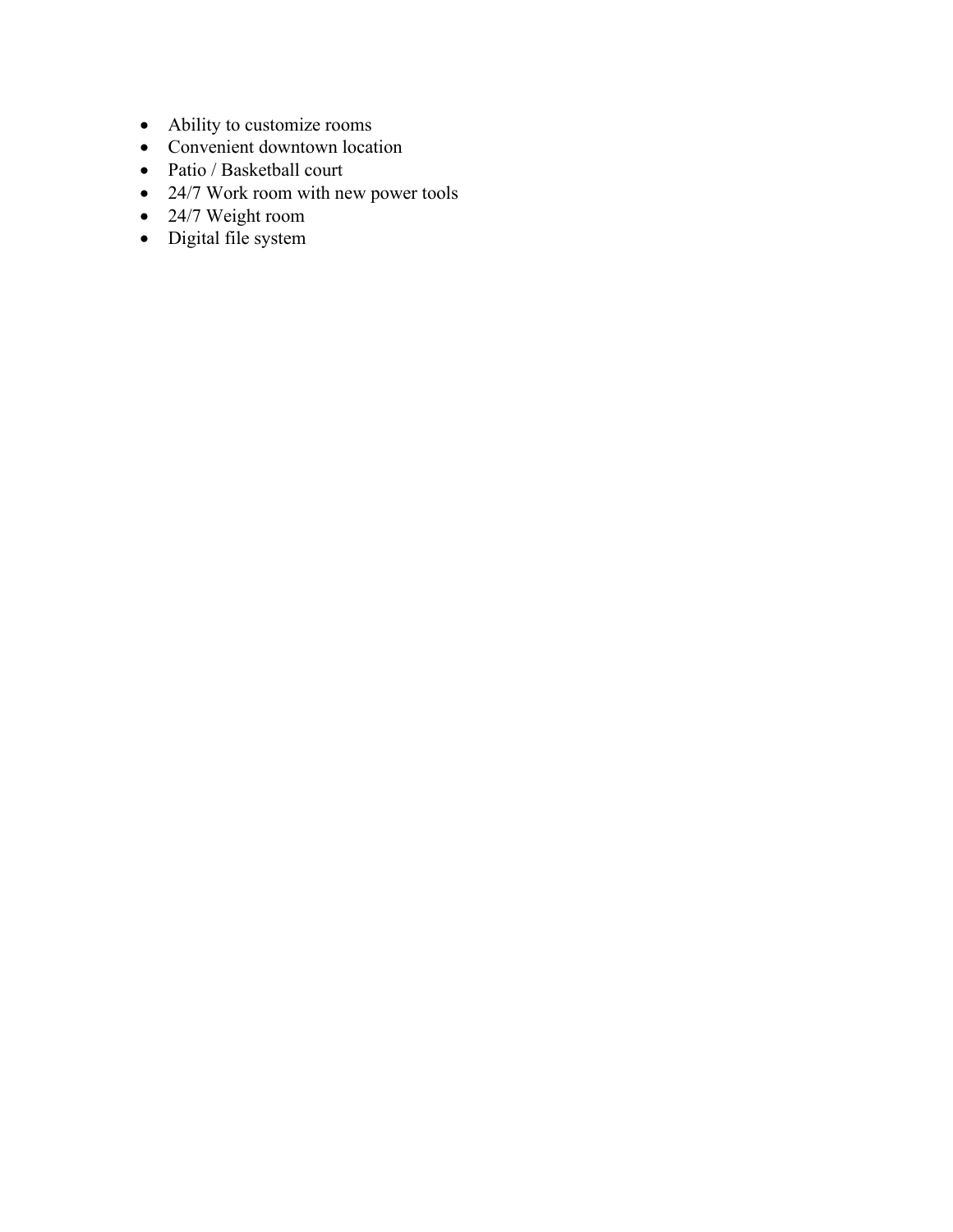- Ability to customize rooms
- Convenient downtown location
- Patio / Basketball court
- 24/7 Work room with new power tools
- 24/7 Weight room
- Digital file system